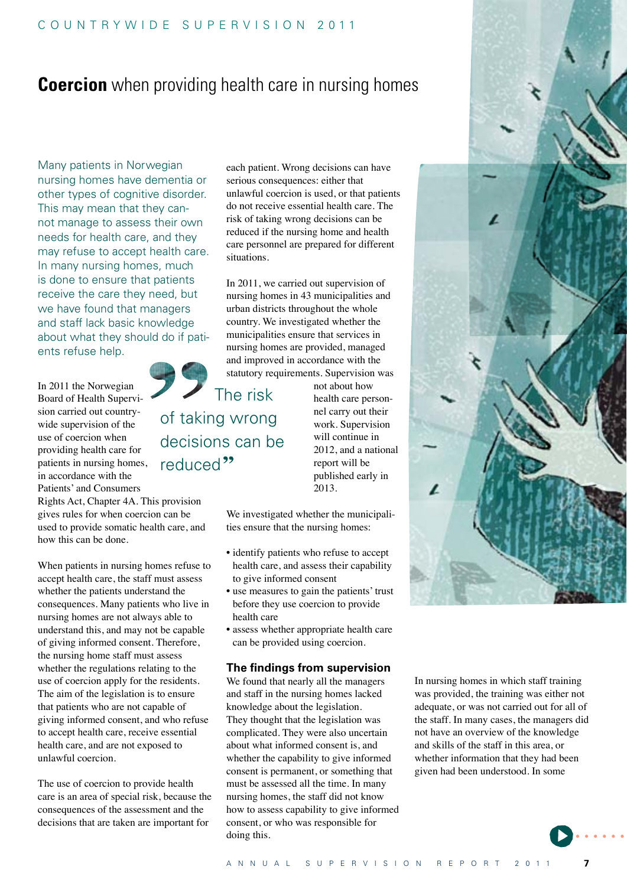# **Coercion** when providing health care in nursing homes

Many patients in Norwegian nursing homes have dementia or other types of cognitive disorder. This may mean that they cannot manage to assess their own needs for health care, and they may refuse to accept health care. In many nursing homes, much is done to ensure that patients receive the care they need, but we have found that managers and staff lack basic knowledge about what they should do if patients refuse help.

In 2011 the Norwegian Board of Health Supervision carried out countrywide supervision of the use of coercion when providing health care for patients in nursing homes, in accordance with the Patients' and Consumers Rights Act, Chapter 4A. This provision gives rules for when coercion can be used to provide somatic health care, and how this can be done.

When patients in nursing homes refuse to accept health care, the staff must assess whether the patients understand the consequences. Many patients who live in nursing homes are not always able to understand this, and may not be capable of giving informed consent. Therefore, the nursing home staff must assess whether the regulations relating to the use of coercion apply for the residents. The aim of the legislation is to ensure that patients who are not capable of giving informed consent, and who refuse to accept health care, receive essential health care, and are not exposed to unlawful coercion.

The use of coercion to provide health care is an area of special risk, because the consequences of the assessment and the decisions that are taken are important for each patient. Wrong decisions can have serious consequences: either that unlawful coercion is used, or that patients do not receive essential health care. The risk of taking wrong decisions can be reduced if the nursing home and health care personnel are prepared for different situations.

> "The risk of taking wrong decisions can be reduced"

In 2011, we carried out supervision of nursing homes in 43 municipalities and urban districts throughout the whole country. We investigated whether the municipalities ensure that services in nursing homes are provided, managed and improved in accordance with the statutory requirements. Supervision was not about how health care personnel carry out their work. Supervision will continue in 2012, and a national report will be published early in 2013.

We investigated whether the municipalities ensure that the nursing homes:

- identify patients who refuse to accept health care, and assess their capability to give informed consent
- use measures to gain the patients' trust before they use coercion to provide health care
- assess whether appropriate health care can be provided using coercion.

### The findings from supervision

We found that nearly all the managers and staff in the nursing homes lacked knowledge about the legislation. They thought that the legislation was complicated. They were also uncertain about what informed consent is, and whether the capability to give informed consent is permanent, or something that must be assessed all the time. In many nursing homes, the staff did not know how to assess capability to give informed consent, or who was responsible for doing this.

In nursing homes in which staff training was provided, the training was either not adequate, or was not carried out for all of the staff. In many cases, the managers did not have an overview of the knowledge and skills of the staff in this area, or whether information that they had been given had been understood. In some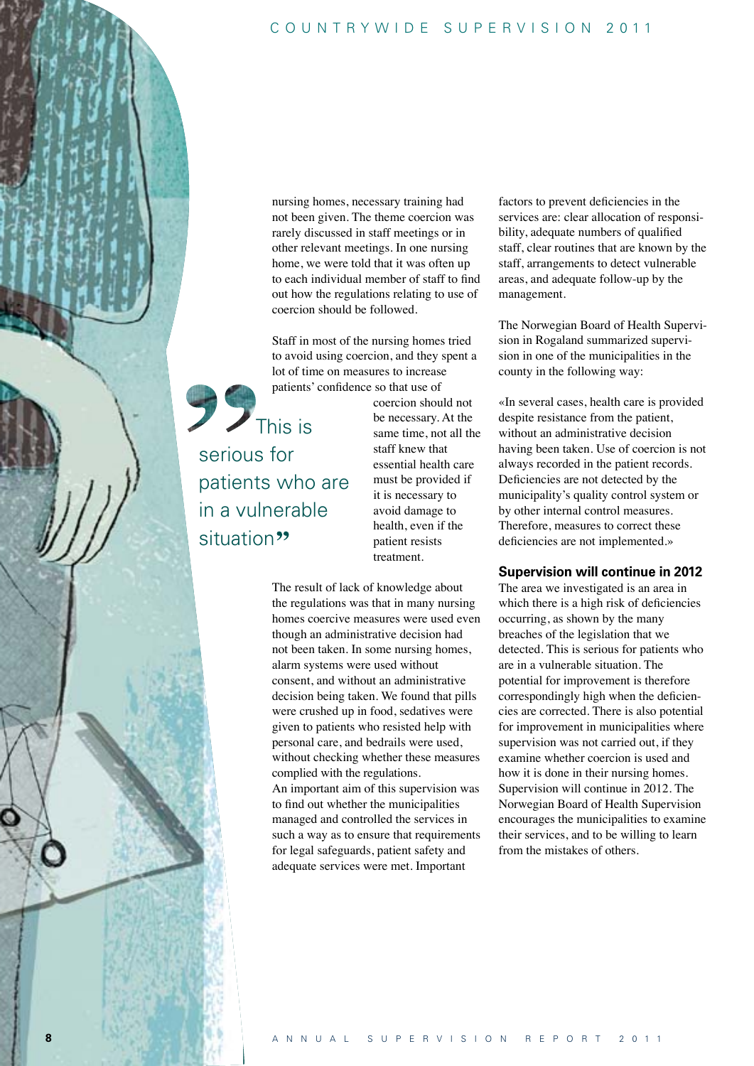nursing homes, necessary training had not been given. The theme coercion was rarely discussed in staff meetings or in other relevant meetings. In one nursing home, we were told that it was often up to each individual member of staff to find out how the regulations relating to use of coercion should be followed.

Staff in most of the nursing homes tried to avoid using coercion, and they spent a lot of time on measures to increase patients' confidence so that use of coercion should not be necessary. At the same time, not all the staff knew that essential health care must be provided if it is necessary to avoid damage to health, even if the patient resists treatment.

> This is serious for patients who are in a vulnerable situation

The result of lack of knowledge about the regulations was that in many nursing homes coercive measures were used even though an administrative decision had not been taken. In some nursing homes, alarm systems were used without consent, and without an administrative decision being taken. We found that pills were crushed up in food, sedatives were given to patients who resisted help with personal care, and bedrails were used, without checking whether these measures complied with the regulations.
An important aim of this supervision was to find out whether the municipalities managed and controlled the services in such a way as to ensure that requirements for legal safeguards, patient safety and adequate services were met. Important factors to prevent deficiencies in the services are: clear allocation of responsibility, adequate numbers of qualified staff, clear routines that are known by the staff, arrangements to detect vulnerable areas, and adequate follow-up by the management.

The Norwegian Board of Health Supervision in Rogaland summarized supervision in one of the municipalities in the county in the following way:

«In several cases, health care is provided despite resistance from the patient, without an administrative decision having been taken. Use of coercion is not always recorded in the patient records. Deficiencies are not detected by the municipality's quality control system or by other internal control measures. Therefore, measures to correct these deficiencies are not implemented.»

### Supervision will continue in 2012

The area we investigated is an area in which there is a high risk of deficiencies occurring, as shown by the many breaches of the legislation that we detected. This is serious for patients who are in a vulnerable situation. The potential for improvement is therefore correspondingly high when the deficiencies are corrected. There is also potential for improvement in municipalities where supervision was not carried out, if they examine whether coercion is used and how it is done in their nursing homes. Supervision will continue in 2012. The Norwegian Board of Health Supervision encourages the municipalities to examine their services, and to be willing to learn from the mistakes of others.